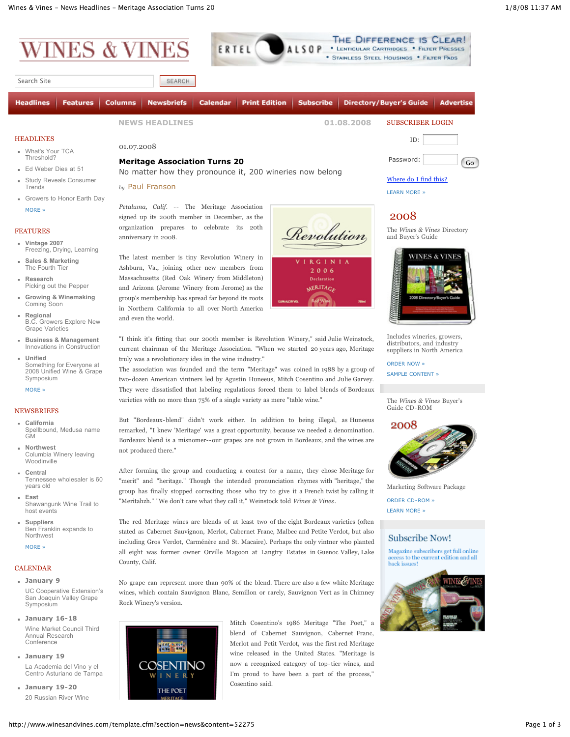# WINES & VINES

NEWS HEADLINES 01.08.2008

01.07.2008

## Meritage Association Turns 20

No matter how they pronounce it, 200 wineries now belong

*by* Paul Franson

*Petaluma, Calif.* -- The Meritage Association signed up its 200th member in December, as the organization prepares to celebrate its 20th anniversary in 2008.

The latest member is tiny Revolution Winery in Ashburn, Va., joining other new members from Massachusetts (Red Oak Winery from Middleton) and Arizona (Jerome Winery from Jerome) as the group's membership has spread far beyond its roots in Northern California to all over North America and even the world.

"I think it's fitting that our 200th member is Revolution Winery," said Julie Weinstock, current chairman of the Meritage Association. "When we started 20 years ago, Meritage truly was a revolutionary idea in the wine industry."

The association was founded and the term "Meritage" was coined in 1988 by a group of two-dozen American vintners led by Agustin Huneeus, Mitch Cosentino and Julie Garvey. They were dissatisfied that labeling regulations forced them to label blends of Bordeaux varieties with no more than 75% of a single variety as mere "table wine."

But "Bordeaux-blend" didn't work either. In addition to being illegal, as Huneeus remarked, "I knew 'Meritage' was a great opportunity, because we needed a denomination. Bordeaux blend is a misnomer--our grapes are not grown in Bordeaux, and the wines are not produced there."

After forming the group and conducting a contest for a name, they chose Meritage for "merit" and "heritage." Though the intended pronunciation rhymes with "heritage," the group has finally stopped correcting those who try to give it a French twist by calling it "Meritahzh." "We don't care what they call it," Weinstock told *Wines & Vines*.

The red Meritage wines are blends of at least two of the eight Bordeaux varieties (often stated as Cabernet Sauvignon, Merlot, Cabernet Franc, Malbec and Petite Verdot, but also including Gros Verdot, Carménère and St. Macaire). Perhaps the only vintner who planted all eight was former owner Orville Magoon at Langtry Estates in Guenoc Valley, Lake County, Calif.

No grape can represent more than 90% of the blend. There are also a few white Meritage wines, which contain Sauvignon Blanc, Semillon or rarely, Sauvignon Vert as in Chimney Rock Winery's version.

Mitch Cosentino's 1986 Meritage "The Poet," a blend of Cabernet Sauvignon, Cabernet Franc, Merlot and Petit Verdot, was the first red Meritage wine released in the United States. "Meritage is now a recognized category of top-tier wines, and I'm proud to have been a part of the process," Cosentino said.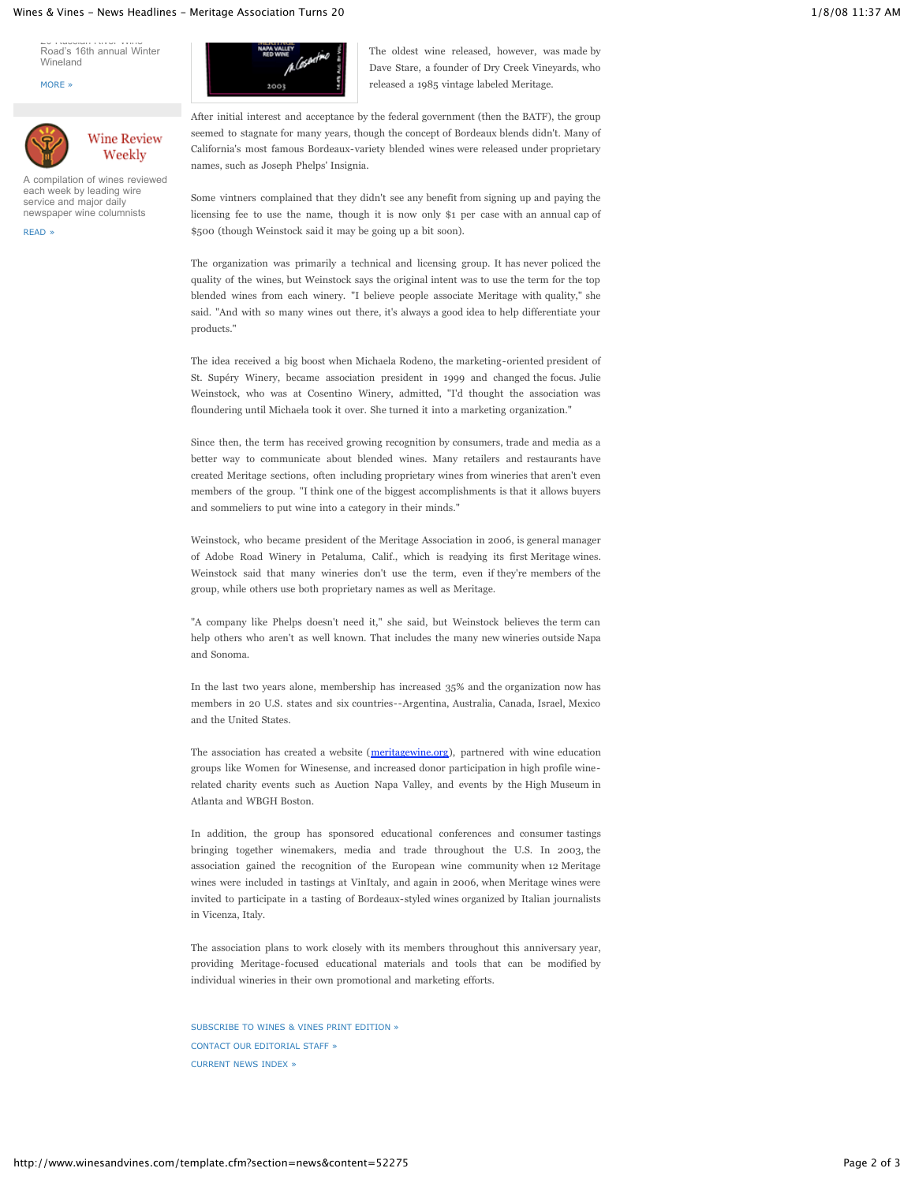Road's 16th annual Winter Wineland

MORE »

Wine Review Weekly

A compilation of wines reviewed each week by leading wire service and major daily newspaper wine columnists

READ »

The oldest wine released, however, was made by Dave Stare, a founder of Dry Creek Vineyards, who released a 1985 vintage labeled Meritage.

After initial interest and acceptance by the federal government (then the BATF), the group seemed to stagnate for many years, though the concept of Bordeaux blends didn't. Many of California's most famous Bordeaux-variety blended wines were released under proprietary names, such as Joseph Phelps' Insignia.

Some vintners complained that they didn't see any benefit from signing up and paying the licensing fee to use the name, though it is now only $1 per case with an annual cap of $500 (though Weinstock said it may be going up a bit soon).

The organization was primarily a technical and licensing group. It has never policed the quality of the wines, but Weinstock says the original intent was to use the term for the top blended wines from each winery. "I believe people associate Meritage with quality," she said. "And with so many wines out there, it's always a good idea to help differentiate your products."

The idea received a big boost when Michaela Rodeno, the marketing-oriented president of St. Supéry Winery, became association president in 1999 and changed the focus. Julie Weinstock, who was at Cosentino Winery, admitted, "I'd thought the association was floundering until Michaela took it over. She turned it into a marketing organization."

Since then, the term has received growing recognition by consumers, trade and media as a better way to communicate about blended wines. Many retailers and restaurants have created Meritage sections, often including proprietary wines from wineries that aren't even members of the group. "I think one of the biggest accomplishments is that it allows buyers and sommeliers to put wine into a category in their minds."

Weinstock, who became president of the Meritage Association in 2006, is general manager of Adobe Road Winery in Petaluma, Calif., which is readying its first Meritage wines. Weinstock said that many wineries don't use the term, even if they're members of the group, while others use both proprietary names as well as Meritage.

"A company like Phelps doesn't need it," she said, but Weinstock believes the term can help others who aren't as well known. That includes the many new wineries outside Napa and Sonoma.

In the last two years alone, membership has increased 35% and the organization now has members in 20 U.S. states and six countries--Argentina, Australia, Canada, Israel, Mexico and the United States.

The association has created a website (meritagewine.org), partnered with wine education groups like Women for Winesense, and increased donor participation in high profile wine-related charity events such as Auction Napa Valley, and events by the High Museum in Atlanta and WBGH Boston.

In addition, the group has sponsored educational conferences and consumer tastings bringing together winemakers, media and trade throughout the U.S. In 2003, the association gained the recognition of the European wine community when 12 Meritage wines were included in tastings at VinItaly, and again in 2006, when Meritage wines were invited to participate in a tasting of Bordeaux-styled wines organized by Italian journalists in Vicenza, Italy.

The association plans to work closely with its members throughout this anniversary year, providing Meritage-focused educational materials and tools that can be modified by individual wineries in their own promotional and marketing efforts.

SUBSCRIBE TO WINES & VINES PRINT EDITION »

CONTACT OUR EDITORIAL STAFF »

CURRENT NEWS INDEX »